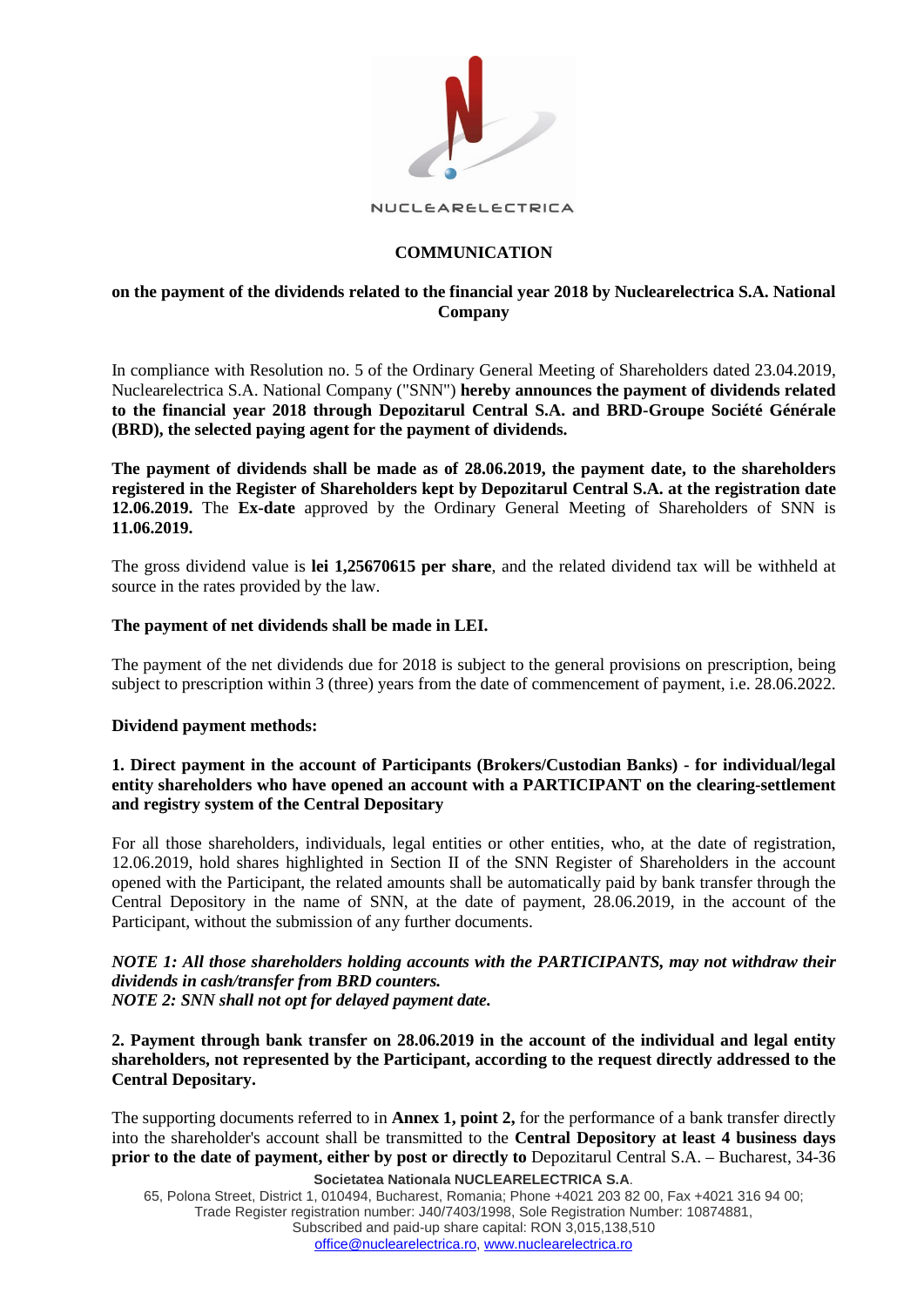NUCLEARELECTRICA

**COMMUNICATION**

**on the payment of the dividends related to the financial year 2018 by Nuclearelectrica S.A. National Company**

In compliance with Resolution no. 5 of the Ordinary General Meeting of Shareholders dated 23.04.2019, Nuclearelectrica S.A. National Company ("SNN") **hereby announces the payment of dividends related to the financial year 2018 through Depozitarul Central S.A. and BRD-Groupe Société Générale (BRD), the selected paying agent for the payment of dividends.**

**The payment of dividends shall be made as of 28.06.2019, the payment date, to the shareholders registered in the Register of Shareholders kept by Depozitarul Central S.A. at the registration date 12.06.2019.** The **Ex-date** approved by the Ordinary General Meeting of Shareholders of SNN is **11.06.2019.**

The gross dividend value is **lei 1,25670615 per share**, and the related dividend tax will be withheld at source in the rates provided by the law.

**The payment of net dividends shall be made in LEI.**

The payment of the net dividends due for 2018 is subject to the general provisions on prescription, being subject to prescription within 3 (three) years from the date of commencement of payment, i.e. 28.06.2022.

**Dividend payment methods:**

**1. Direct payment in the account of Participants (Brokers/Custodian Banks) - for individual/legal entity shareholders who have opened an account with a PARTICIPANT on the clearing-settlement and registry system of the Central Depositary**

For all those shareholders, individuals, legal entities or other entities, who, at the date of registration, 12.06.2019, hold shares highlighted in Section II of the SNN Register of Shareholders in the account opened with the Participant, the related amounts shall be automatically paid by bank transfer through the Central Depository in the name of SNN, at the date of payment, 28.06.2019, in the account of the Participant, without the submission of any further documents.

***NOTE 1: All those shareholders holding accounts with the PARTICIPANTS, may not withdraw their dividends in cash/transfer from BRD counters.***
***NOTE 2: SNN shall not opt for delayed payment date.***

**2. Payment through bank transfer on 28.06.2019 in the account of the individual and legal entity shareholders, not represented by the Participant, according to the request directly addressed to the Central Depositary.**

The supporting documents referred to in **Annex 1, point 2,** for the performance of a bank transfer directly into the shareholder's account shall be transmitted to the **Central Depository at least 4 business days prior to the date of payment, either by post or directly to** Depozitarul Central S.A. – Bucharest, 34-36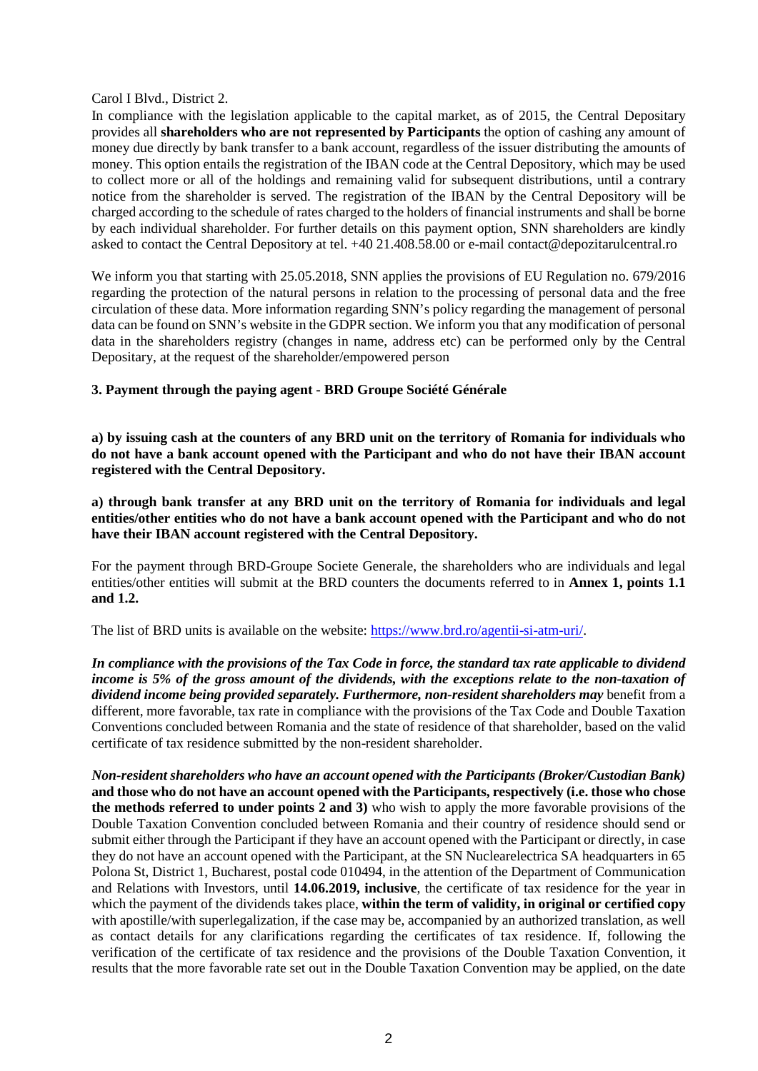Carol I Blvd., District 2.

In compliance with the legislation applicable to the capital market, as of 2015, the Central Depositary provides all **shareholders who are not represented by Participants** the option of cashing any amount of money due directly by bank transfer to a bank account, regardless of the issuer distributing the amounts of money. This option entails the registration of the IBAN code at the Central Depository, which may be used to collect more or all of the holdings and remaining valid for subsequent distributions, until a contrary notice from the shareholder is served. The registration of the IBAN by the Central Depository will be charged according to the schedule of rates charged to the holders of financial instruments and shall be borne by each individual shareholder. For further details on this payment option, SNN shareholders are kindly asked to contact the Central Depository at tel. +40 21.408.58.00 or e-mail contact@depozitarulcentral.ro

We inform you that starting with 25.05.2018, SNN applies the provisions of EU Regulation no. 679/2016 regarding the protection of the natural persons in relation to the processing of personal data and the free circulation of these data. More information regarding SNN's policy regarding the management of personal data can be found on SNN's website in the GDPR section. We inform you that any modification of personal data in the shareholders registry (changes in name, address etc) can be performed only by the Central Depositary, at the request of the shareholder/empowered person

**3. Payment through the paying agent - BRD Groupe Société Générale**

**a) by issuing cash at the counters of any BRD unit on the territory of Romania for individuals who do not have a bank account opened with the Participant and who do not have their IBAN account registered with the Central Depository.**

**a) through bank transfer at any BRD unit on the territory of Romania for individuals and legal entities/other entities who do not have a bank account opened with the Participant and who do not have their IBAN account registered with the Central Depository.**

For the payment through BRD-Groupe Societe Generale, the shareholders who are individuals and legal entities/other entities will submit at the BRD counters the documents referred to in **Annex 1, points 1.1 and 1.2.**

The list of BRD units is available on the website: https://www.brd.ro/agentii-si-atm-uri/.

***In compliance with the provisions of the Tax Code in force, the standard tax rate applicable to dividend income is 5% of the gross amount of the dividends, with the exceptions relate to the non-taxation of dividend income being provided separately. Furthermore, non-resident shareholders may*** benefit from a different, more favorable, tax rate in compliance with the provisions of the Tax Code and Double Taxation Conventions concluded between Romania and the state of residence of that shareholder, based on the valid certificate of tax residence submitted by the non-resident shareholder.

***Non-resident shareholders who have an account opened with the Participants (Broker/Custodian Bank)*** **and those who do not have an account opened with the Participants, respectively (i.e. those who chose the methods referred to under points 2 and 3)** who wish to apply the more favorable provisions of the Double Taxation Convention concluded between Romania and their country of residence should send or submit either through the Participant if they have an account opened with the Participant or directly, in case they do not have an account opened with the Participant, at the SN Nuclearelectrica SA headquarters in 65 Polona St, District 1, Bucharest, postal code 010494, in the attention of the Department of Communication and Relations with Investors, until **14.06.2019, inclusive**, the certificate of tax residence for the year in which the payment of the dividends takes place, **within the term of validity, in original or certified copy** with apostille/with superlegalization, if the case may be, accompanied by an authorized translation, as well as contact details for any clarifications regarding the certificates of tax residence. If, following the verification of the certificate of tax residence and the provisions of the Double Taxation Convention, it results that the more favorable rate set out in the Double Taxation Convention may be applied, on the date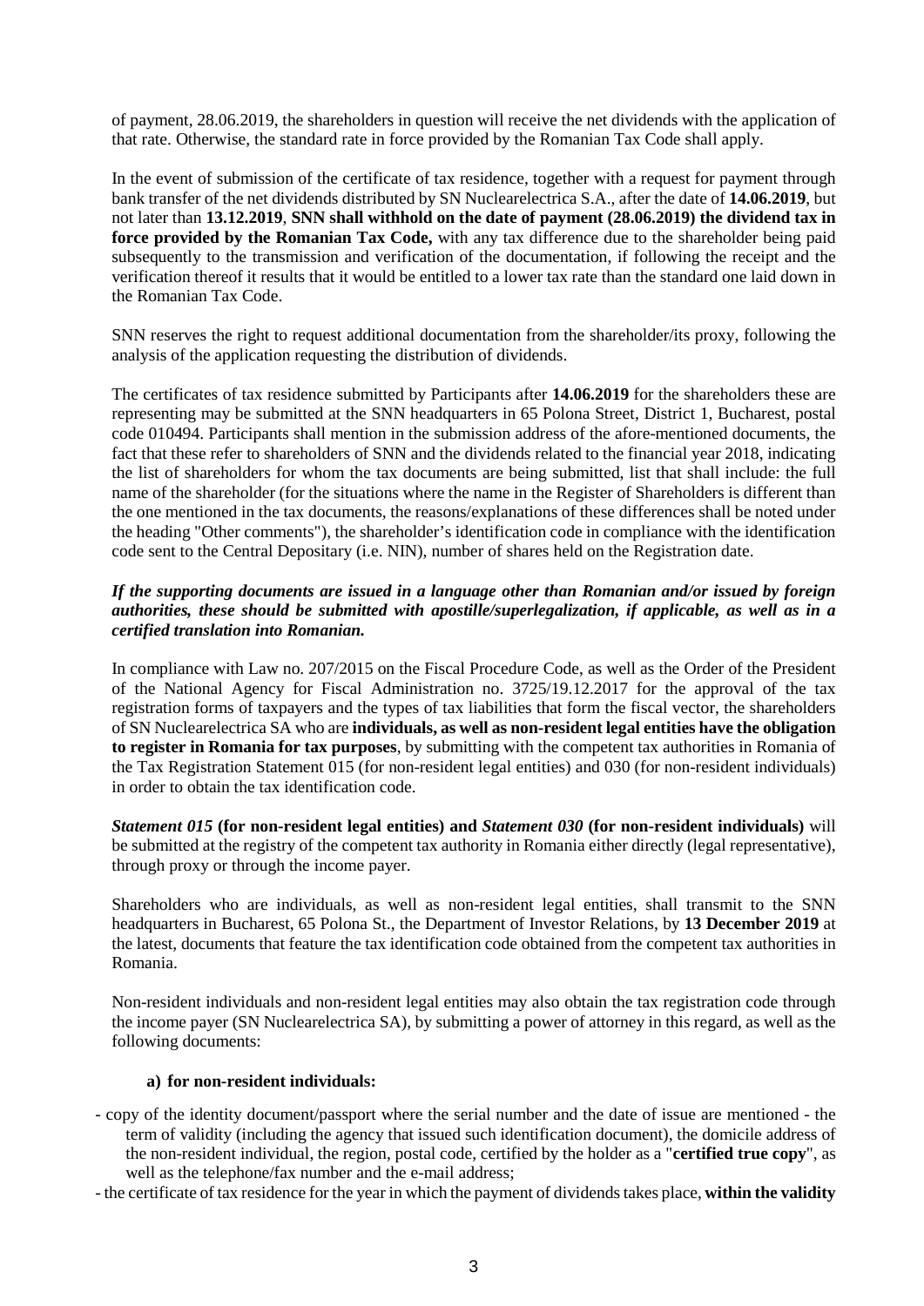of payment, 28.06.2019, the shareholders in question will receive the net dividends with the application of that rate. Otherwise, the standard rate in force provided by the Romanian Tax Code shall apply.

In the event of submission of the certificate of tax residence, together with a request for payment through bank transfer of the net dividends distributed by SN Nuclearelectrica S.A., after the date of **14.06.2019**, but not later than **13.12.2019**, **SNN shall withhold on the date of payment (28.06.2019) the dividend tax in force provided by the Romanian Tax Code,** with any tax difference due to the shareholder being paid subsequently to the transmission and verification of the documentation, if following the receipt and the verification thereof it results that it would be entitled to a lower tax rate than the standard one laid down in the Romanian Tax Code.

SNN reserves the right to request additional documentation from the shareholder/its proxy, following the analysis of the application requesting the distribution of dividends.

The certificates of tax residence submitted by Participants after **14.06.2019** for the shareholders these are representing may be submitted at the SNN headquarters in 65 Polona Street, District 1, Bucharest, postal code 010494. Participants shall mention in the submission address of the afore-mentioned documents, the fact that these refer to shareholders of SNN and the dividends related to the financial year 2018, indicating the list of shareholders for whom the tax documents are being submitted, list that shall include: the full name of the shareholder (for the situations where the name in the Register of Shareholders is different than the one mentioned in the tax documents, the reasons/explanations of these differences shall be noted under the heading "Other comments"), the shareholder's identification code in compliance with the identification code sent to the Central Depositary (i.e. NIN), number of shares held on the Registration date.

***If the supporting documents are issued in a language other than Romanian and/or issued by foreign authorities, these should be submitted with apostille/superlegalization, if applicable, as well as in a certified translation into Romanian.***

In compliance with Law no. 207/2015 on the Fiscal Procedure Code, as well as the Order of the President of the National Agency for Fiscal Administration no. 3725/19.12.2017 for the approval of the tax registration forms of taxpayers and the types of tax liabilities that form the fiscal vector, the shareholders of SN Nuclearelectrica SA who are **individuals, as well as non-resident legal entities have the obligation to register in Romania for tax purposes**, by submitting with the competent tax authorities in Romania of the Tax Registration Statement 015 (for non-resident legal entities) and 030 (for non-resident individuals) in order to obtain the tax identification code.

***Statement 015*** **(for non-resident legal entities) and *Statement 030* (for non-resident individuals)** will be submitted at the registry of the competent tax authority in Romania either directly (legal representative), through proxy or through the income payer.

Shareholders who are individuals, as well as non-resident legal entities, shall transmit to the SNN headquarters in Bucharest, 65 Polona St., the Department of Investor Relations, by **13 December 2019** at the latest, documents that feature the tax identification code obtained from the competent tax authorities in Romania.

Non-resident individuals and non-resident legal entities may also obtain the tax registration code through the income payer (SN Nuclearelectrica SA), by submitting a power of attorney in this regard, as well as the following documents:

**a) for non-resident individuals:**

- copy of the identity document/passport where the serial number and the date of issue are mentioned - the term of validity (including the agency that issued such identification document), the domicile address of the non-resident individual, the region, postal code, certified by the holder as a "**certified true copy**", as well as the telephone/fax number and the e-mail address;
- the certificate of tax residence for the year in which the payment of dividends takes place, **within the validity**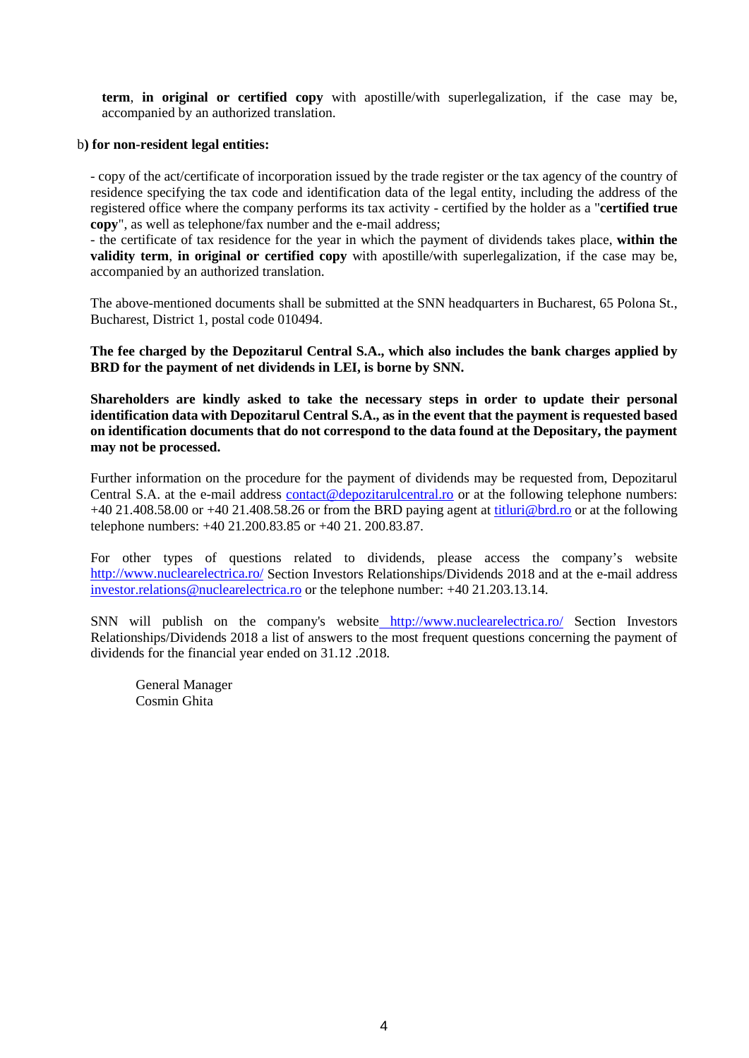**term**, **in original or certified copy** with apostille/with superlegalization, if the case may be, accompanied by an authorized translation.

b**) for non-resident legal entities:**

- copy of the act/certificate of incorporation issued by the trade register or the tax agency of the country of residence specifying the tax code and identification data of the legal entity, including the address of the registered office where the company performs its tax activity - certified by the holder as a "**certified true copy**", as well as telephone/fax number and the e-mail address;
- the certificate of tax residence for the year in which the payment of dividends takes place, **within the validity term**, **in original or certified copy** with apostille/with superlegalization, if the case may be, accompanied by an authorized translation.

The above-mentioned documents shall be submitted at the SNN headquarters in Bucharest, 65 Polona St., Bucharest, District 1, postal code 010494.

**The fee charged by the Depozitarul Central S.A., which also includes the bank charges applied by BRD for the payment of net dividends in LEI, is borne by SNN.**

**Shareholders are kindly asked to take the necessary steps in order to update their personal identification data with Depozitarul Central S.A., as in the event that the payment is requested based on identification documents that do not correspond to the data found at the Depositary, the payment may not be processed.**

Further information on the procedure for the payment of dividends may be requested from, Depozitarul Central S.A. at the e-mail address contact@depozitarulcentral.ro or at the following telephone numbers: +40 21.408.58.00 or +40 21.408.58.26 or from the BRD paying agent at titluri@brd.ro or at the following telephone numbers: +40 21.200.83.85 or +40 21. 200.83.87.

For other types of questions related to dividends, please access the company's website http://www.nuclearelectrica.ro/ Section Investors Relationships/Dividends 2018 and at the e-mail address investor.relations@nuclearelectrica.ro or the telephone number: +40 21.203.13.14.

SNN will publish on the company's website http://www.nuclearelectrica.ro/ Section Investors Relationships/Dividends 2018 a list of answers to the most frequent questions concerning the payment of dividends for the financial year ended on 31.12 .2018.

General Manager
Cosmin Ghita